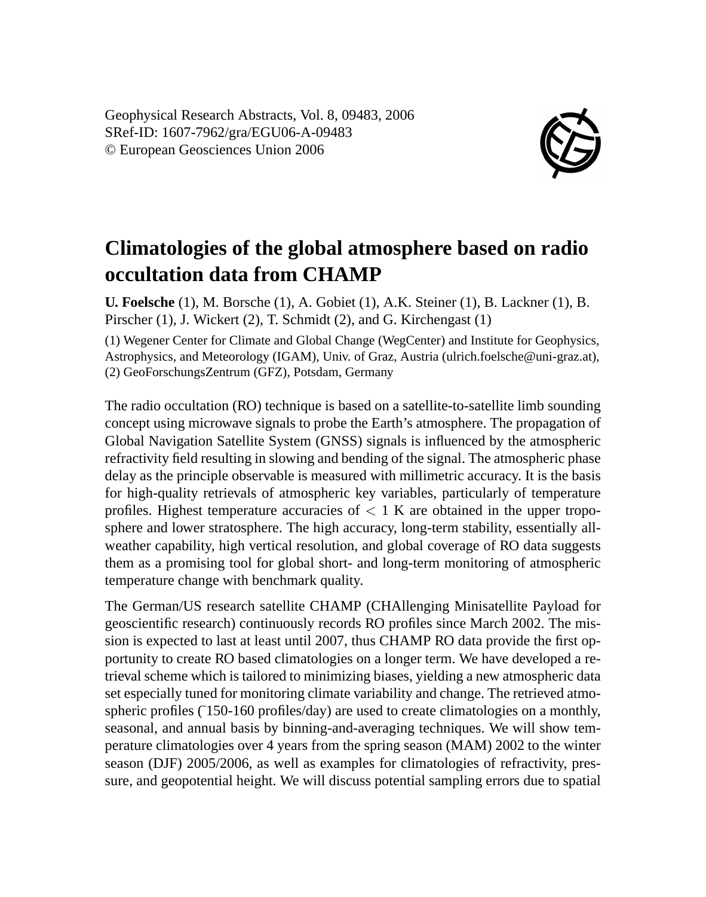Geophysical Research Abstracts, Vol. 8, 09483, 2006
SRef-ID: 1607-7962/gra/EGU06-A-09483
© European Geosciences Union 2006

# Climatologies of the global atmosphere based on radio occultation data from CHAMP

**U. Foelsche** (1), M. Borsche (1), A. Gobiet (1), A.K. Steiner (1), B. Lackner (1), B. Pirscher (1), J. Wickert (2), T. Schmidt (2), and G. Kirchengast (1)

(1) Wegener Center for Climate and Global Change (WegCenter) and Institute for Geophysics, Astrophysics, and Meteorology (IGAM), Univ. of Graz, Austria (ulrich.foelsche@uni-graz.at), (2) GeoForschungsZentrum (GFZ), Potsdam, Germany

The radio occultation (RO) technique is based on a satellite-to-satellite limb sounding concept using microwave signals to probe the Earth's atmosphere. The propagation of Global Navigation Satellite System (GNSS) signals is influenced by the atmospheric refractivity field resulting in slowing and bending of the signal. The atmospheric phase delay as the principle observable is measured with millimetric accuracy. It is the basis for high-quality retrievals of atmospheric key variables, particularly of temperature profiles. Highest temperature accuracies of $< 1$ K are obtained in the upper troposphere and lower stratosphere. The high accuracy, long-term stability, essentially all-weather capability, high vertical resolution, and global coverage of RO data suggests them as a promising tool for global short- and long-term monitoring of atmospheric temperature change with benchmark quality.

The German/US research satellite CHAMP (CHAllenging Minisatellite Payload for geoscientific research) continuously records RO profiles since March 2002. The mission is expected to last at least until 2007, thus CHAMP RO data provide the first opportunity to create RO based climatologies on a longer term. We have developed a retrieval scheme which is tailored to minimizing biases, yielding a new atmospheric data set especially tuned for monitoring climate variability and change. The retrieved atmospheric profiles (˜150-160 profiles/day) are used to create climatologies on a monthly, seasonal, and annual basis by binning-and-averaging techniques. We will show temperature climatologies over 4 years from the spring season (MAM) 2002 to the winter season (DJF) 2005/2006, as well as examples for climatologies of refractivity, pressure, and geopotential height. We will discuss potential sampling errors due to spatial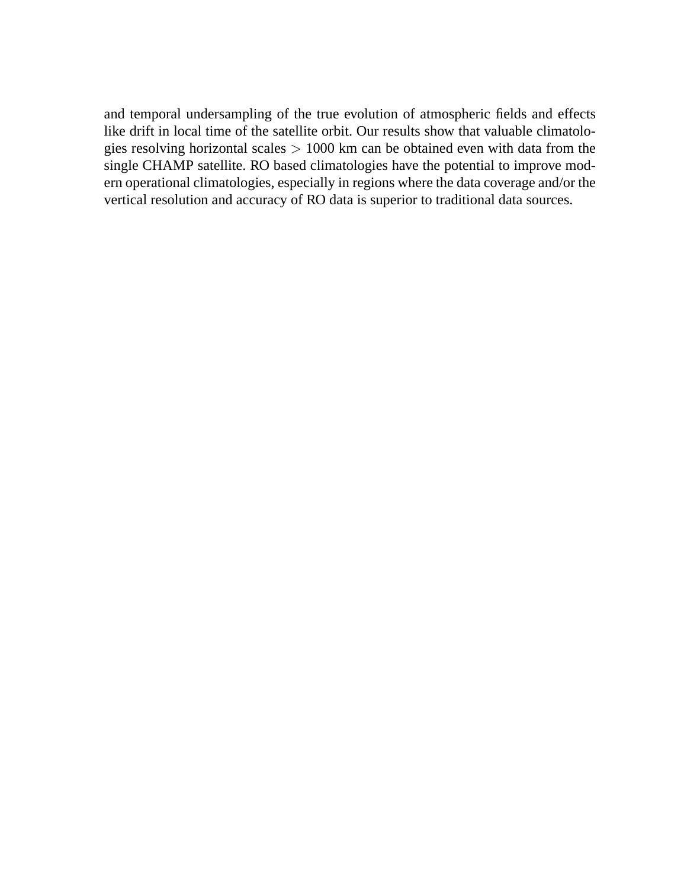and temporal undersampling of the true evolution of atmospheric fields and effects like drift in local time of the satellite orbit. Our results show that valuable climatologies resolving horizontal scales $> 1000$ km can be obtained even with data from the single CHAMP satellite. RO based climatologies have the potential to improve modern operational climatologies, especially in regions where the data coverage and/or the vertical resolution and accuracy of RO data is superior to traditional data sources.